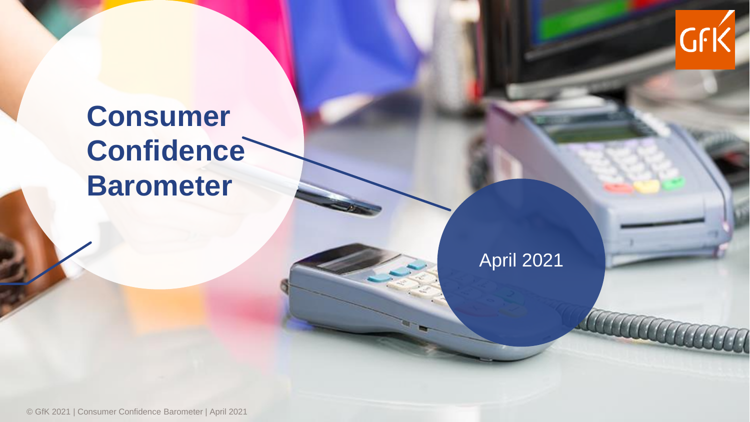# Consumer Confidence Barometer

April 2021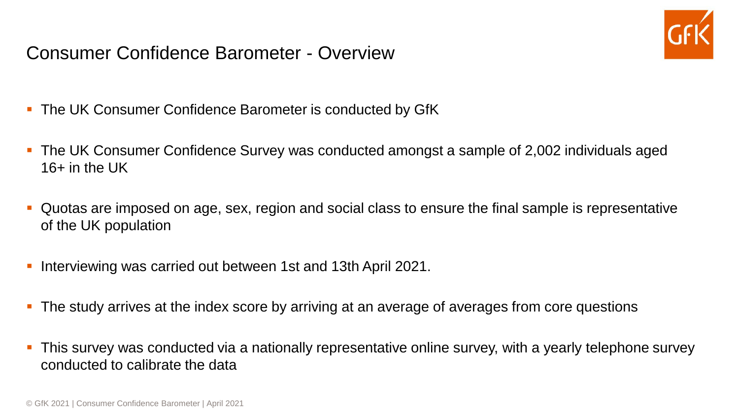# Consumer Confidence Barometer - Overview

- The UK Consumer Confidence Barometer is conducted by GfK
- The UK Consumer Confidence Survey was conducted amongst a sample of 2,002 individuals aged 16+ in the UK
- Quotas are imposed on age, sex, region and social class to ensure the final sample is representative of the UK population
- Interviewing was carried out between 1st and 13th April 2021.
- The study arrives at the index score by arriving at an average of averages from core questions
- This survey was conducted via a nationally representative online survey, with a yearly telephone survey conducted to calibrate the data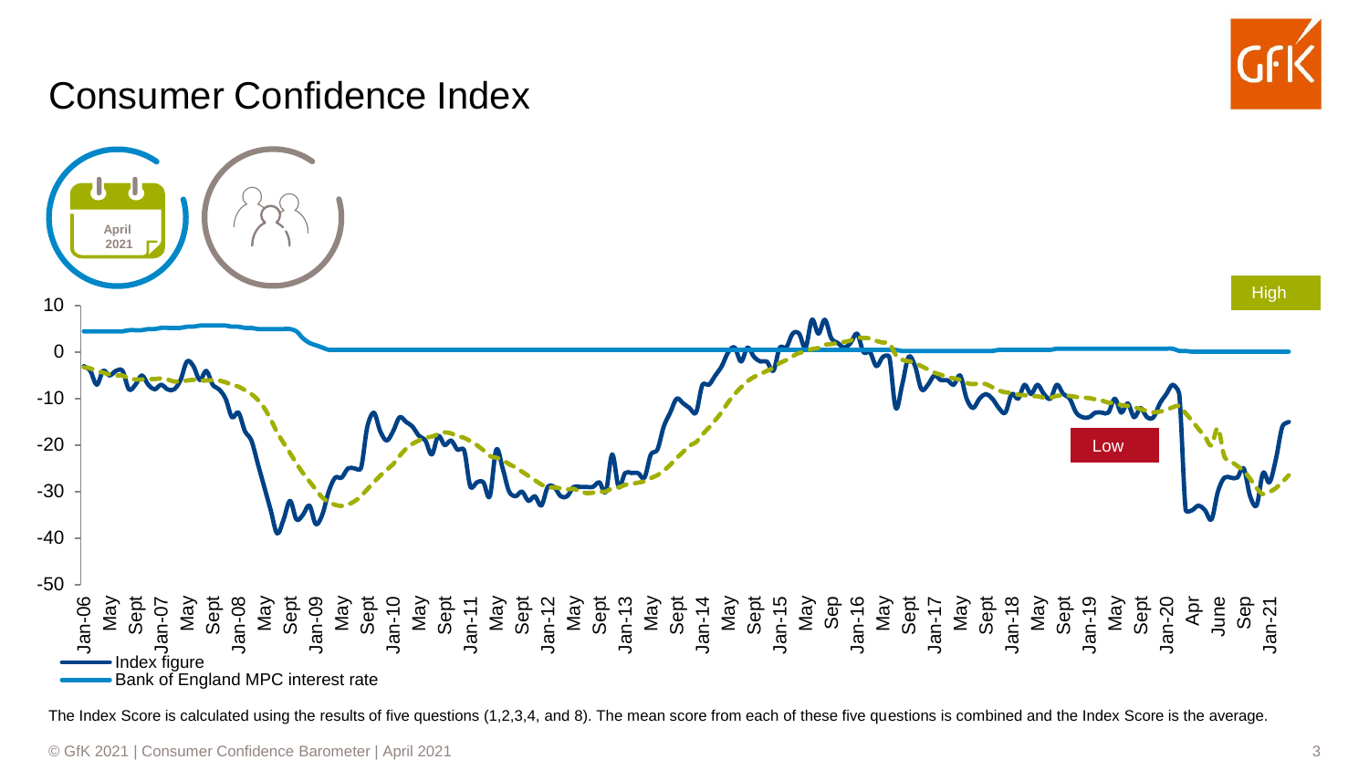# Consumer Confidence Index

April 2021

High

Low

10
0
-10
-20
-30
-40
-50

Jan-06 May Sept Jan-07 May Sept Jan-08 May Sept Jan-09 May Sept Jan-10 May Sept Jan-11 May Sept Jan-12 May Sept Jan-13 May Sept Jan-14 May Sept Jan-15 May Sep Jan-16 May Sept Jan-17 May Sept Jan-18 May Sept Jan-19 May Sept Jan-20 Apr June Sep Jan-21

Index figure

Bank of England MPC interest rate

The Index Score is calculated using the results of five questions (1,2,3,4, and 8). The mean score from each of these five questions is combined and the Index Score is the average.

© GfK 2021 | Consumer Confidence Barometer | April 2021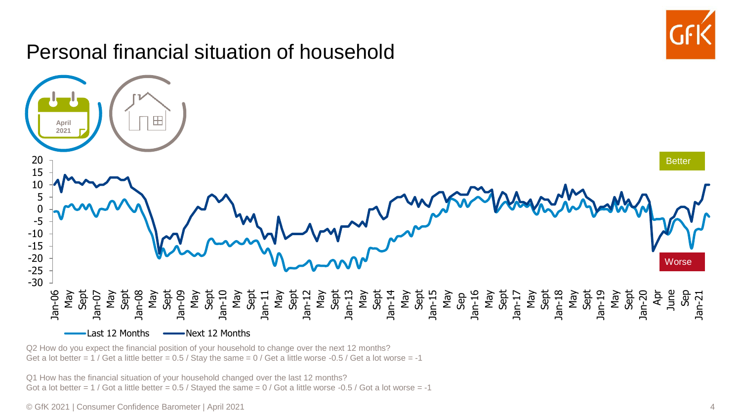# Personal financial situation of household

April 2021

Better

Worse

Last 12 Months — Next 12 Months

Q2 How do you expect the financial position of your household to change over the next 12 months?
Get a lot better = 1 / Get a little better = 0.5 / Stay the same = 0 / Get a little worse -0.5 / Get a lot worse = -1

Q1 How has the financial situation of your household changed over the last 12 months?
Got a lot better = 1 / Got a little better = 0.5 / Stayed the same = 0 / Got a little worse -0.5 / Got a lot worse = -1

© GfK 2021 | Consumer Confidence Barometer | April 2021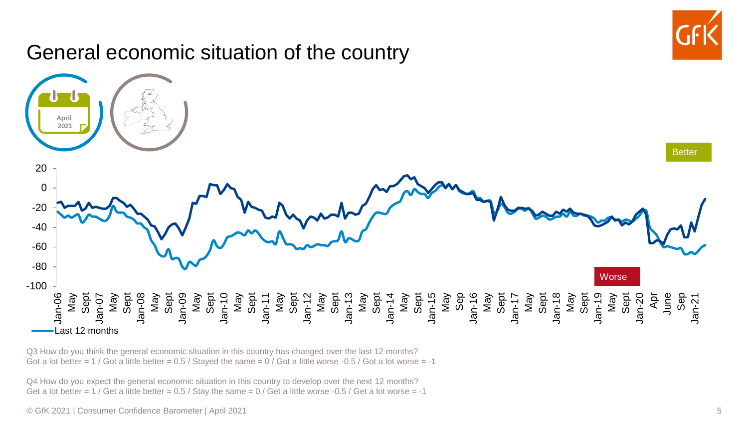# General economic situation of the country

April 2021

Better

Worse

Last 12 months

Q3 How do you think the general economic situation in this country has changed over the last 12 months?
Got a lot better = 1 / Got a little better = 0.5 / Stayed the same = 0 / Got a little worse -0.5 / Got a lot worse = -1

Q4 How do you expect the general economic situation in this country to develop over the next 12 months?
Get a lot better = 1 / Get a little better = 0.5 / Stay the same = 0 / Get a little worse -0.5 / Get a lot worse = -1

© GfK 2021 | Consumer Confidence Barometer | April 2021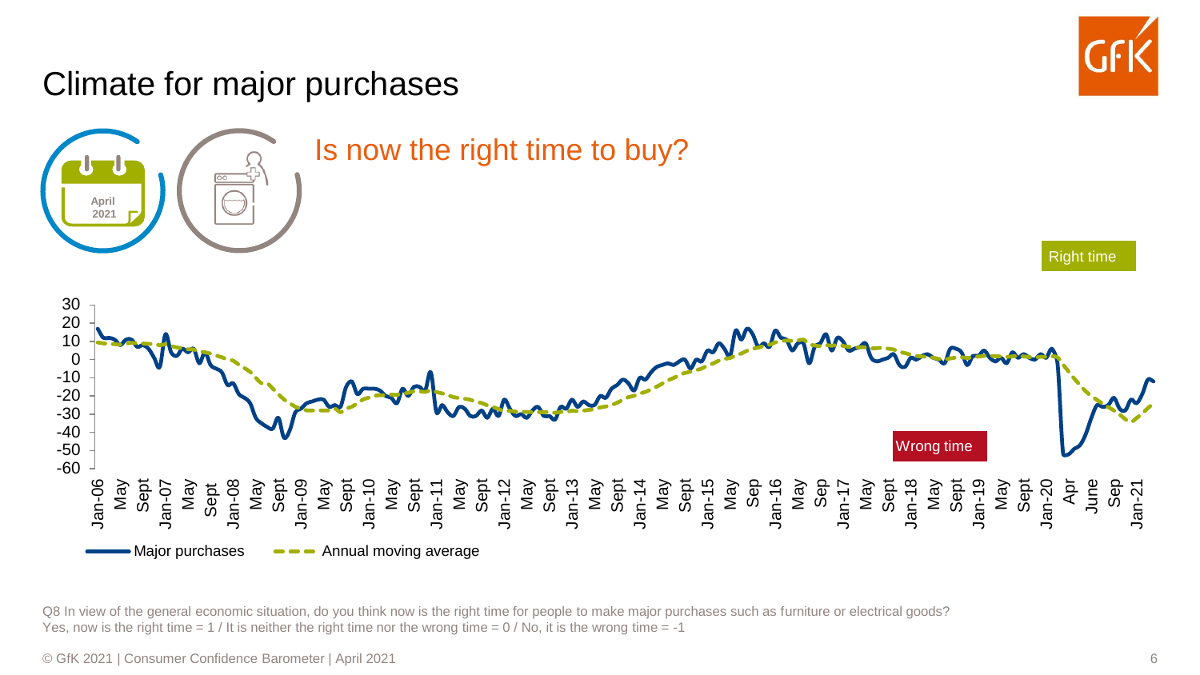# Climate for major purchases

April 2021

## Is now the right time to buy?

Right time

Wrong time

Major purchases — Annual moving average

Q8 In view of the general economic situation, do you think now is the right time for people to make major purchases such as furniture or electrical goods?
Yes, now is the right time = 1 / It is neither the right time nor the wrong time = 0 / No, it is the wrong time = -1

© GfK 2021 | Consumer Confidence Barometer | April 2021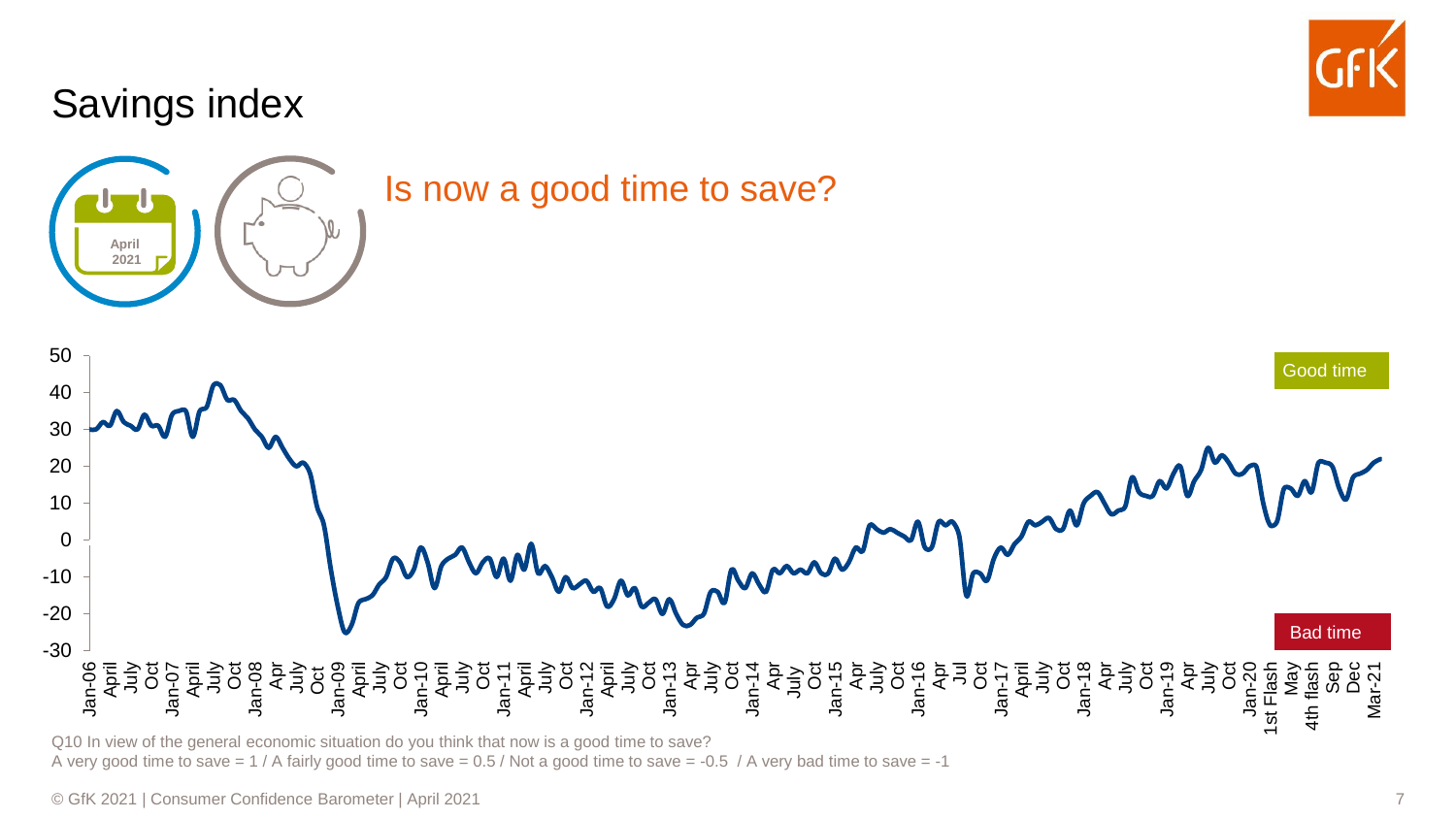# Savings index

April 2021

## Is now a good time to save?

50
40
30
20
10
0
-10
-20
-30

Good time

Bad time

Jan-06 April July Oct Jan-07 April July Oct Jan-08 Apr July Oct Jan-09 April July Oct Jan-10 April July Oct Jan-11 April July Oct Jan-12 April July Oct Jan-13 Apr July Oct Jan-14 Apr July Oct Jan-15 Apr July Oct Jan-16 Apr Jul Oct Jan-17 April July Oct Jan-18 Apr July Oct Jan-19 Apr July Oct Jan-20 1st Flash May 4th flash Sep Dec Mar-21

Q10 In view of the general economic situation do you think that now is a good time to save?
A very good time to save = 1 / A fairly good time to save = 0.5 / Not a good time to save = -0.5 / A very bad time to save = -1

© GfK 2021 | Consumer Confidence Barometer | April 2021